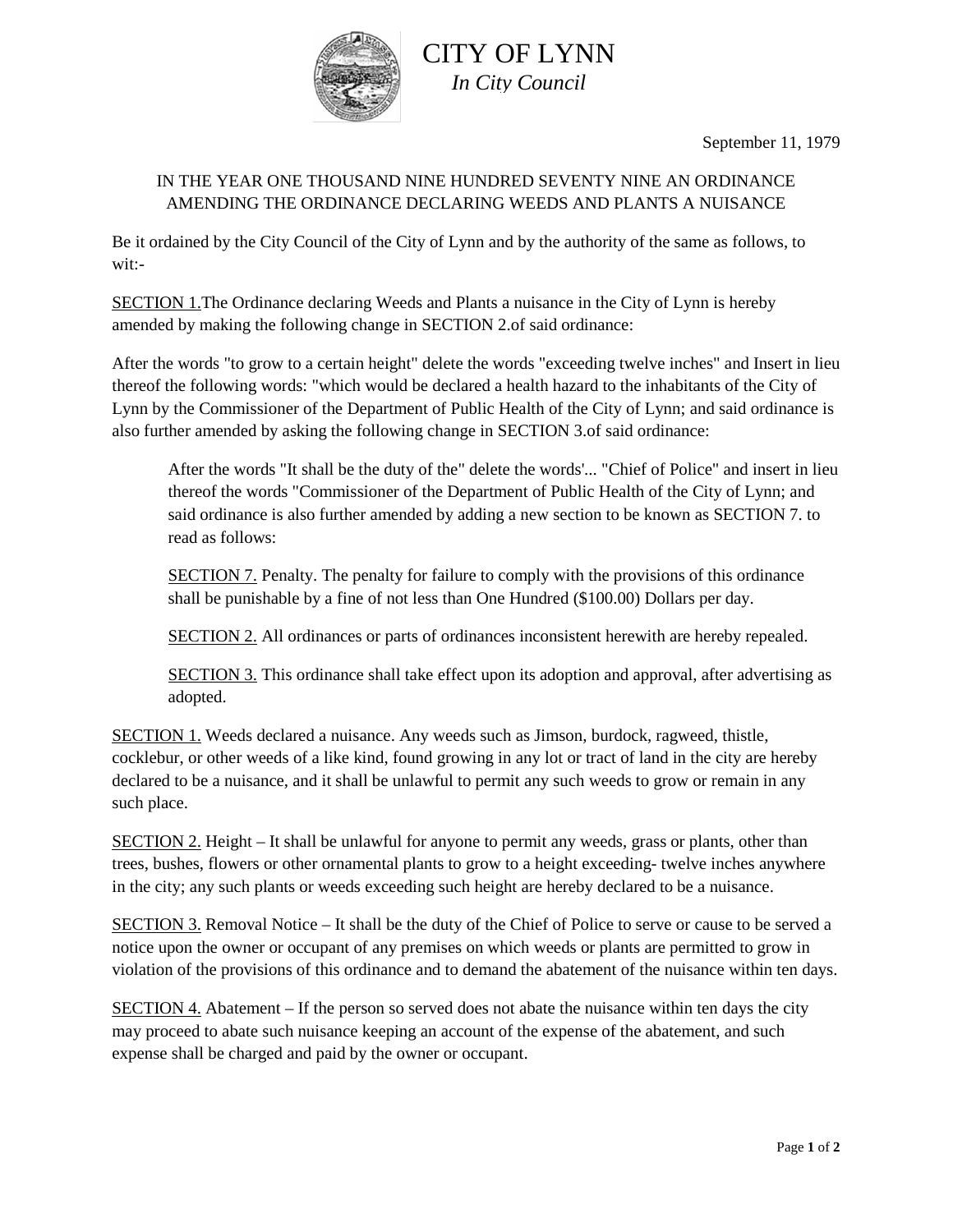# CITY OF LYNN

*In City Council*

September 11, 1979

IN THE YEAR ONE THOUSAND NINE HUNDRED SEVENTY NINE AN ORDINANCE AMENDING THE ORDINANCE DECLARING WEEDS AND PLANTS A NUISANCE

Be it ordained by the City Council of the City of Lynn and by the authority of the same as follows, to wit:-

SECTION 1.The Ordinance declaring Weeds and Plants a nuisance in the City of Lynn is hereby amended by making the following change in SECTION 2.of said ordinance:

After the words "to grow to a certain height" delete the words "exceeding twelve inches" and Insert in lieu thereof the following words: "which would be declared a health hazard to the inhabitants of the City of Lynn by the Commissioner of the Department of Public Health of the City of Lynn; and said ordinance is also further amended by asking the following change in SECTION 3.of said ordinance:

> After the words "It shall be the duty of the" delete the words'... "Chief of Police" and insert in lieu thereof the words "Commissioner of the Department of Public Health of the City of Lynn; and said ordinance is also further amended by adding a new section to be known as SECTION 7. to read as follows:
>
> SECTION 7. Penalty. The penalty for failure to comply with the provisions of this ordinance shall be punishable by a fine of not less than One Hundred ($100.00) Dollars per day.
>
> SECTION 2. All ordinances or parts of ordinances inconsistent herewith are hereby repealed.
>
> SECTION 3. This ordinance shall take effect upon its adoption and approval, after advertising as adopted.

SECTION 1. Weeds declared a nuisance. Any weeds such as Jimson, burdock, ragweed, thistle, cocklebur, or other weeds of a like kind, found growing in any lot or tract of land in the city are hereby declared to be a nuisance, and it shall be unlawful to permit any such weeds to grow or remain in any such place.

SECTION 2. Height – It shall be unlawful for anyone to permit any weeds, grass or plants, other than trees, bushes, flowers or other ornamental plants to grow to a height exceeding- twelve inches anywhere in the city; any such plants or weeds exceeding such height are hereby declared to be a nuisance.

SECTION 3. Removal Notice – It shall be the duty of the Chief of Police to serve or cause to be served a notice upon the owner or occupant of any premises on which weeds or plants are permitted to grow in violation of the provisions of this ordinance and to demand the abatement of the nuisance within ten days.

SECTION 4. Abatement – If the person so served does not abate the nuisance within ten days the city may proceed to abate such nuisance keeping an account of the expense of the abatement, and such expense shall be charged and paid by the owner or occupant.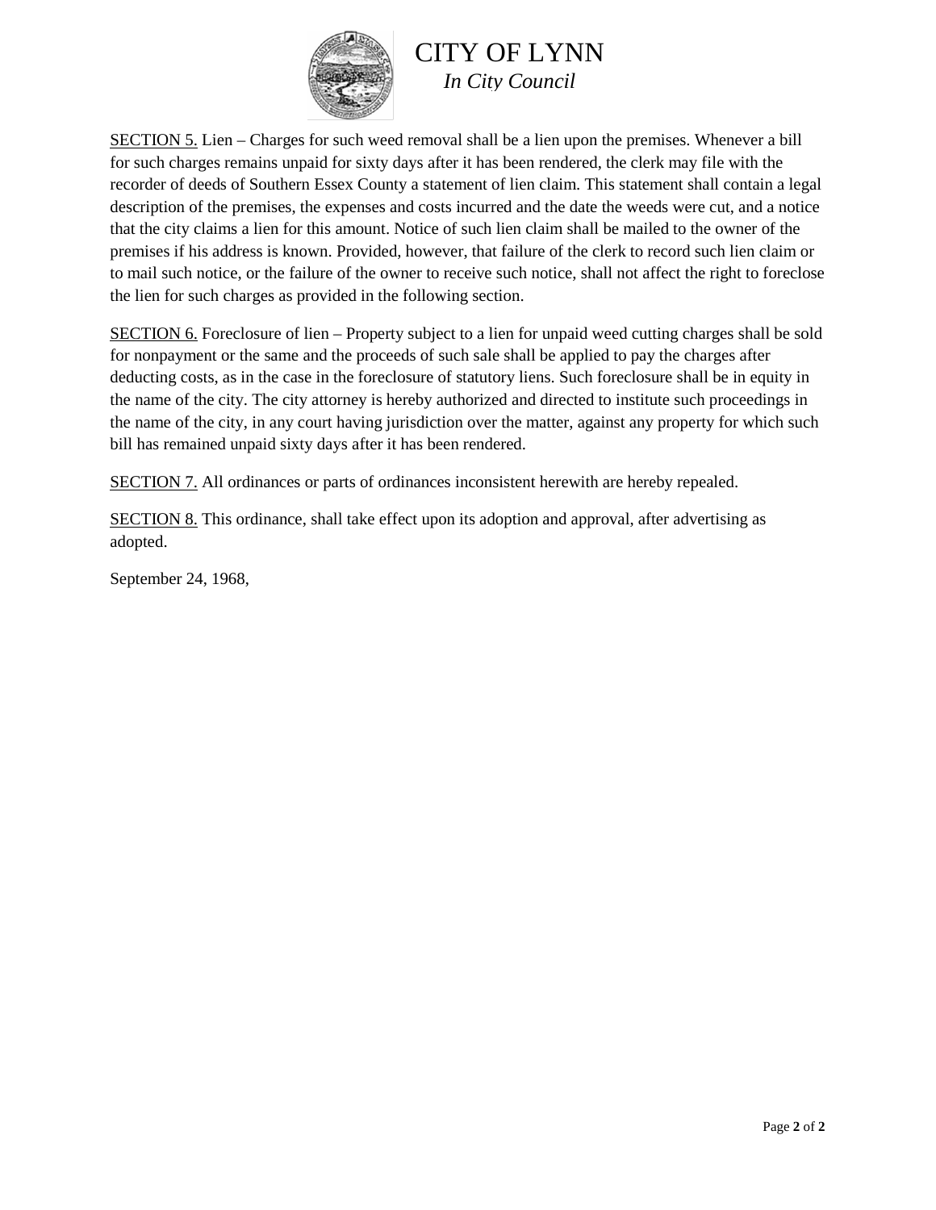SECTION 5. Lien – Charges for such weed removal shall be a lien upon the premises. Whenever a bill for such charges remains unpaid for sixty days after it has been rendered, the clerk may file with the recorder of deeds of Southern Essex County a statement of lien claim. This statement shall contain a legal description of the premises, the expenses and costs incurred and the date the weeds were cut, and a notice that the city claims a lien for this amount. Notice of such lien claim shall be mailed to the owner of the premises if his address is known. Provided, however, that failure of the clerk to record such lien claim or to mail such notice, or the failure of the owner to receive such notice, shall not affect the right to foreclose the lien for such charges as provided in the following section.

SECTION 6. Foreclosure of lien – Property subject to a lien for unpaid weed cutting charges shall be sold for nonpayment or the same and the proceeds of such sale shall be applied to pay the charges after deducting costs, as in the case in the foreclosure of statutory liens. Such foreclosure shall be in equity in the name of the city. The city attorney is hereby authorized and directed to institute such proceedings in the name of the city, in any court having jurisdiction over the matter, against any property for which such bill has remained unpaid sixty days after it has been rendered.

SECTION 7. All ordinances or parts of ordinances inconsistent herewith are hereby repealed.

SECTION 8. This ordinance, shall take effect upon its adoption and approval, after advertising as adopted.

September 24, 1968,